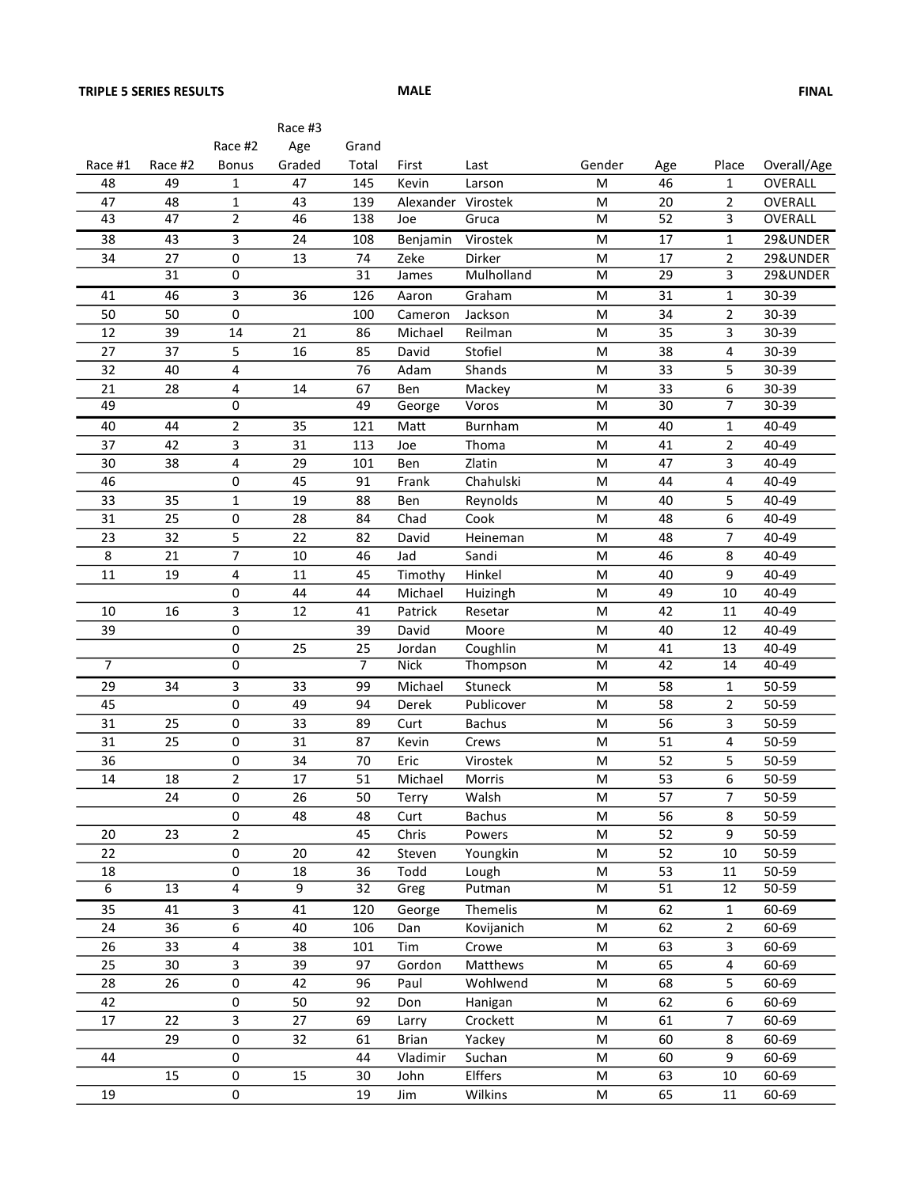**TRIPLE 5 SERIES RESULTS** **MALE** **FINAL**

| Race #1 | Race #2 | Race #2 Bonus | Race #3 Age Graded | Grand Total | First | Last | Gender | Age | Place | Overall/Age |
|---|---|---|---|---|---|---|---|---|---|---|
| 48 | 49 | 1 | 47 | 145 | Kevin | Larson | M | 46 | 1 | OVERALL |
| 47 | 48 | 1 | 43 | 139 | Alexander | Virostek | M | 20 | 2 | OVERALL |
| 43 | 47 | 2 | 46 | 138 | Joe | Gruca | M | 52 | 3 | OVERALL |
| 38 | 43 | 3 | 24 | 108 | Benjamin | Virostek | M | 17 | 1 | 29&UNDER |
| 34 | 27 | 0 | 13 | 74 | Zeke | Dirker | M | 17 | 2 | 29&UNDER |
| | 31 | 0 | | 31 | James | Mulholland | M | 29 | 3 | 29&UNDER |
| 41 | 46 | 3 | 36 | 126 | Aaron | Graham | M | 31 | 1 | 30-39 |
| 50 | 50 | 0 | | 100 | Cameron | Jackson | M | 34 | 2 | 30-39 |
| 12 | 39 | 14 | 21 | 86 | Michael | Reilman | M | 35 | 3 | 30-39 |
| 27 | 37 | 5 | 16 | 85 | David | Stofiel | M | 38 | 4 | 30-39 |
| 32 | 40 | 4 | | 76 | Adam | Shands | M | 33 | 5 | 30-39 |
| 21 | 28 | 4 | 14 | 67 | Ben | Mackey | M | 33 | 6 | 30-39 |
| 49 | | 0 | | 49 | George | Voros | M | 30 | 7 | 30-39 |
| 40 | 44 | 2 | 35 | 121 | Matt | Burnham | M | 40 | 1 | 40-49 |
| 37 | 42 | 3 | 31 | 113 | Joe | Thoma | M | 41 | 2 | 40-49 |
| 30 | 38 | 4 | 29 | 101 | Ben | Zlatin | M | 47 | 3 | 40-49 |
| 46 | | 0 | 45 | 91 | Frank | Chahulski | M | 44 | 4 | 40-49 |
| 33 | 35 | 1 | 19 | 88 | Ben | Reynolds | M | 40 | 5 | 40-49 |
| 31 | 25 | 0 | 28 | 84 | Chad | Cook | M | 48 | 6 | 40-49 |
| 23 | 32 | 5 | 22 | 82 | David | Heineman | M | 48 | 7 | 40-49 |
| 8 | 21 | 7 | 10 | 46 | Jad | Sandi | M | 46 | 8 | 40-49 |
| 11 | 19 | 4 | 11 | 45 | Timothy | Hinkel | M | 40 | 9 | 40-49 |
| | | 0 | 44 | 44 | Michael | Huizingh | M | 49 | 10 | 40-49 |
| 10 | 16 | 3 | 12 | 41 | Patrick | Resetar | M | 42 | 11 | 40-49 |
| 39 | | 0 | | 39 | David | Moore | M | 40 | 12 | 40-49 |
| | | 0 | 25 | 25 | Jordan | Coughlin | M | 41 | 13 | 40-49 |
| 7 | | 0 | | 7 | Nick | Thompson | M | 42 | 14 | 40-49 |
| 29 | 34 | 3 | 33 | 99 | Michael | Stuneck | M | 58 | 1 | 50-59 |
| 45 | | 0 | 49 | 94 | Derek | Publicover | M | 58 | 2 | 50-59 |
| 31 | 25 | 0 | 33 | 89 | Curt | Bachus | M | 56 | 3 | 50-59 |
| 31 | 25 | 0 | 31 | 87 | Kevin | Crews | M | 51 | 4 | 50-59 |
| 36 | | 0 | 34 | 70 | Eric | Virostek | M | 52 | 5 | 50-59 |
| 14 | 18 | 2 | 17 | 51 | Michael | Morris | M | 53 | 6 | 50-59 |
| | 24 | 0 | 26 | 50 | Terry | Walsh | M | 57 | 7 | 50-59 |
| | | 0 | 48 | 48 | Curt | Bachus | M | 56 | 8 | 50-59 |
| 20 | 23 | 2 | | 45 | Chris | Powers | M | 52 | 9 | 50-59 |
| 22 | | 0 | 20 | 42 | Steven | Youngkin | M | 52 | 10 | 50-59 |
| 18 | | 0 | 18 | 36 | Todd | Lough | M | 53 | 11 | 50-59 |
| 6 | 13 | 4 | 9 | 32 | Greg | Putman | M | 51 | 12 | 50-59 |
| 35 | 41 | 3 | 41 | 120 | George | Themelis | M | 62 | 1 | 60-69 |
| 24 | 36 | 6 | 40 | 106 | Dan | Kovijanich | M | 62 | 2 | 60-69 |
| 26 | 33 | 4 | 38 | 101 | Tim | Crowe | M | 63 | 3 | 60-69 |
| 25 | 30 | 3 | 39 | 97 | Gordon | Matthews | M | 65 | 4 | 60-69 |
| 28 | 26 | 0 | 42 | 96 | Paul | Wohlwend | M | 68 | 5 | 60-69 |
| 42 | | 0 | 50 | 92 | Don | Hanigan | M | 62 | 6 | 60-69 |
| 17 | 22 | 3 | 27 | 69 | Larry | Crockett | M | 61 | 7 | 60-69 |
| | 29 | 0 | 32 | 61 | Brian | Yackey | M | 60 | 8 | 60-69 |
| 44 | | 0 | | 44 | Vladimir | Suchan | M | 60 | 9 | 60-69 |
| | 15 | 0 | 15 | 30 | John | Elffers | M | 63 | 10 | 60-69 |
| 19 | | 0 | | 19 | Jim | Wilkins | M | 65 | 11 | 60-69 |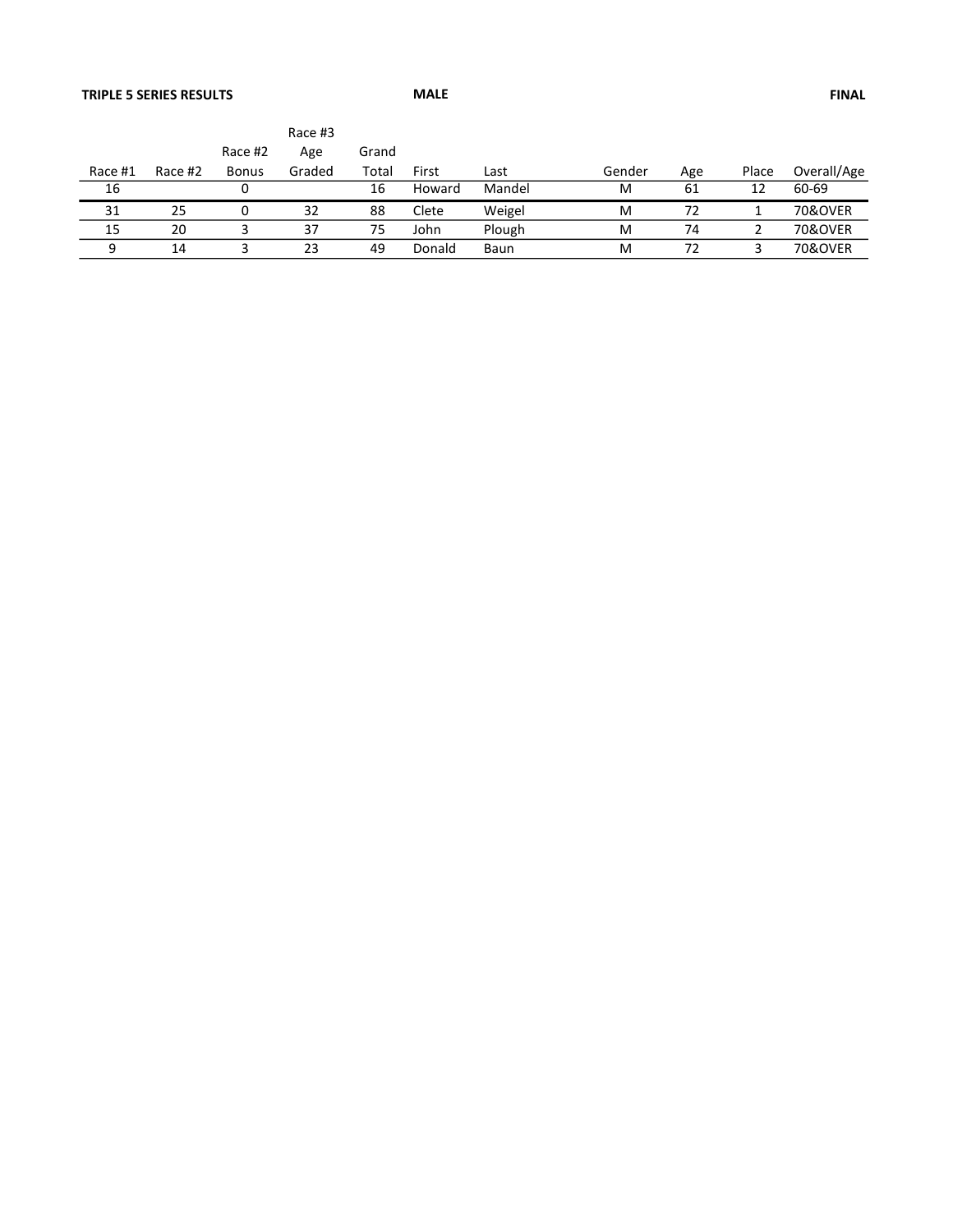**TRIPLE 5 SERIES RESULTS** **MALE** **FINAL**

| Race #1 | Race #2 | Race #2 Bonus | Race #3 Age Graded | Grand Total | First | Last | Gender | Age | Place | Overall/Age |
|---|---|---|---|---|---|---|---|---|---|---|
| 16 | | 0 | | 16 | Howard | Mandel | M | 61 | 12 | 60-69 |
| 31 | 25 | 0 | 32 | 88 | Clete | Weigel | M | 72 | 1 | 70&OVER |
| 15 | 20 | 3 | 37 | 75 | John | Plough | M | 74 | 2 | 70&OVER |
| 9 | 14 | 3 | 23 | 49 | Donald | Baun | M | 72 | 3 | 70&OVER |